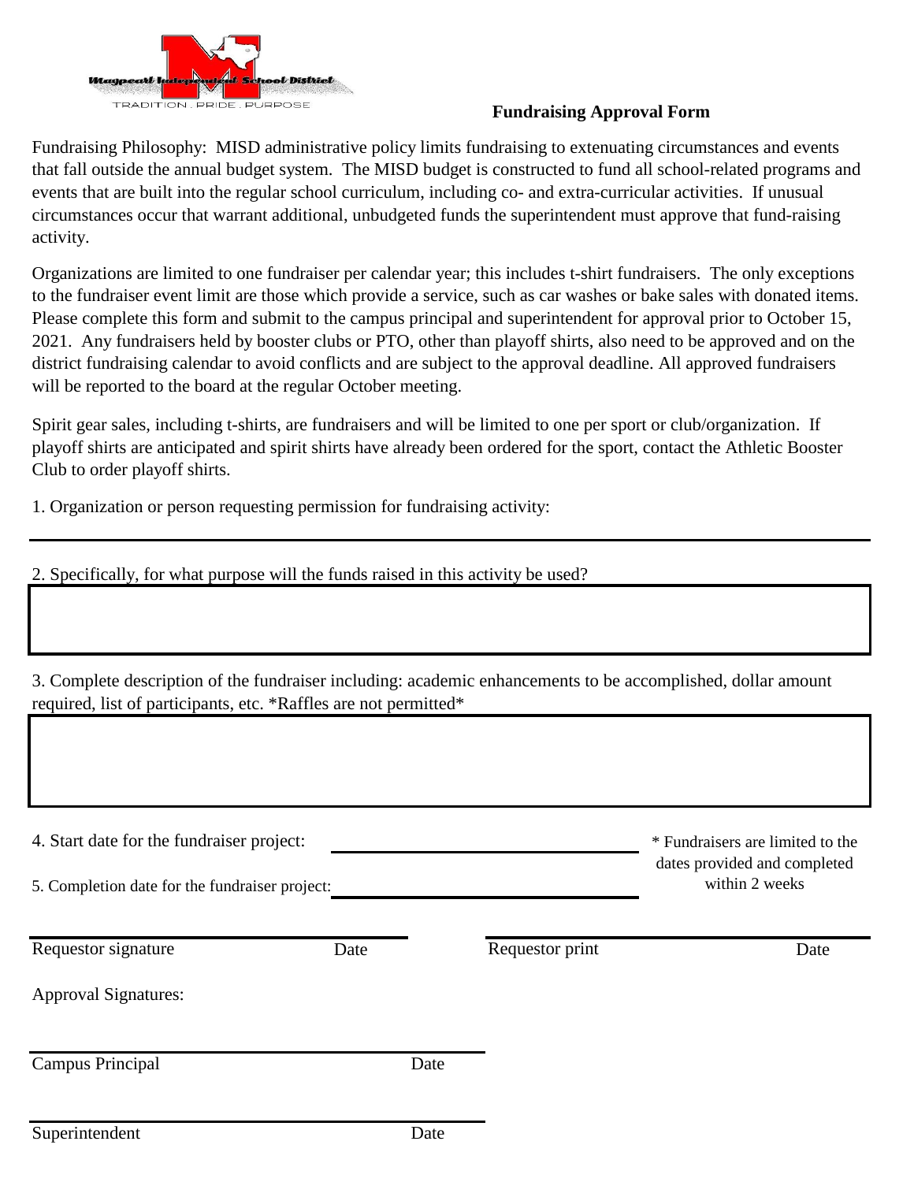Maypearl Independent School District

TRADITION . PRIDE . PURPOSE

**Fundraising Approval Form**

Fundraising Philosophy: MISD administrative policy limits fundraising to extenuating circumstances and events that fall outside the annual budget system. The MISD budget is constructed to fund all school-related programs and events that are built into the regular school curriculum, including co- and extra-curricular activities. If unusual circumstances occur that warrant additional, unbudgeted funds the superintendent must approve that fund-raising activity.

Organizations are limited to one fundraiser per calendar year; this includes t-shirt fundraisers. The only exceptions to the fundraiser event limit are those which provide a service, such as car washes or bake sales with donated items. Please complete this form and submit to the campus principal and superintendent for approval prior to October 15, 2021. Any fundraisers held by booster clubs or PTO, other than playoff shirts, also need to be approved and on the district fundraising calendar to avoid conflicts and are subject to the approval deadline. All approved fundraisers will be reported to the board at the regular October meeting.

Spirit gear sales, including t-shirts, are fundraisers and will be limited to one per sport or club/organization. If playoff shirts are anticipated and spirit shirts have already been ordered for the sport, contact the Athletic Booster Club to order playoff shirts.

1. Organization or person requesting permission for fundraising activity:

______________________________________________

2. Specifically, for what purpose will the funds raised in this activity be used?

3. Complete description of the fundraiser including: academic enhancements to be accomplished, dollar amount required, list of participants, etc. *Raffles are not permitted*

4. Start date for the fundraiser project: ____________________

5. Completion date for the fundraiser project: ____________________

* Fundraisers are limited to the dates provided and completed within 2 weeks

| | | | |
|---|---|---|---|
| Requestor signature | Date | Requestor print | Date |

Approval Signatures:

| | |
|---|---|
| Campus Principal | Date |
| Superintendent | Date |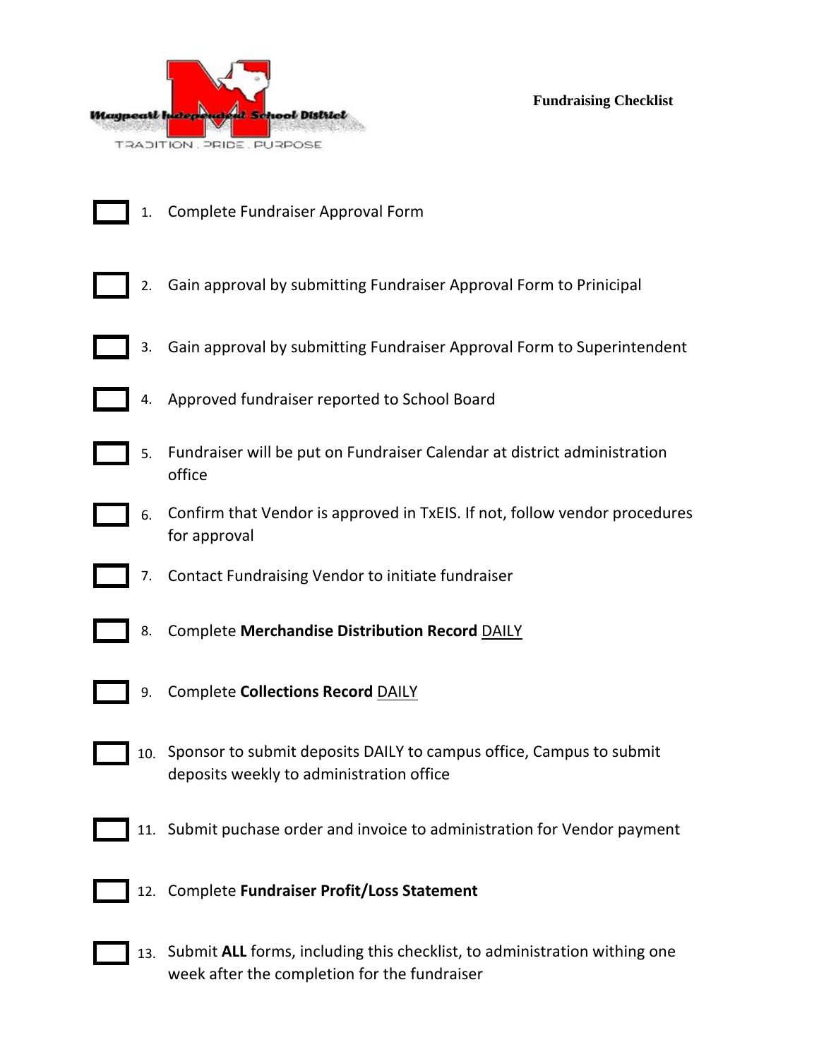Maypearl Independent School District

TRADITION . PRIDE . PURPOSE

**Fundraising Checklist**

- [ ] 1. Complete Fundraiser Approval Form
- [ ] 2. Gain approval by submitting Fundraiser Approval Form to Prinicipal
- [ ] 3. Gain approval by submitting Fundraiser Approval Form to Superintendent
- [ ] 4. Approved fundraiser reported to School Board
- [ ] 5. Fundraiser will be put on Fundraiser Calendar at district administration office
- [ ] 6. Confirm that Vendor is approved in TxEIS. If not, follow vendor procedures for approval
- [ ] 7. Contact Fundraising Vendor to initiate fundraiser
- [ ] 8. Complete **Merchandise Distribution Record** <u>DAILY</u>
- [ ] 9. Complete **Collections Record** <u>DAILY</u>
- [ ] 10. Sponsor to submit deposits DAILY to campus office, Campus to submit deposits weekly to administration office
- [ ] 11. Submit puchase order and invoice to administration for Vendor payment
- [ ] 12. Complete **Fundraiser Profit/Loss Statement**
- [ ] 13. Submit **ALL** forms, including this checklist, to administration withing one week after the completion for the fundraiser